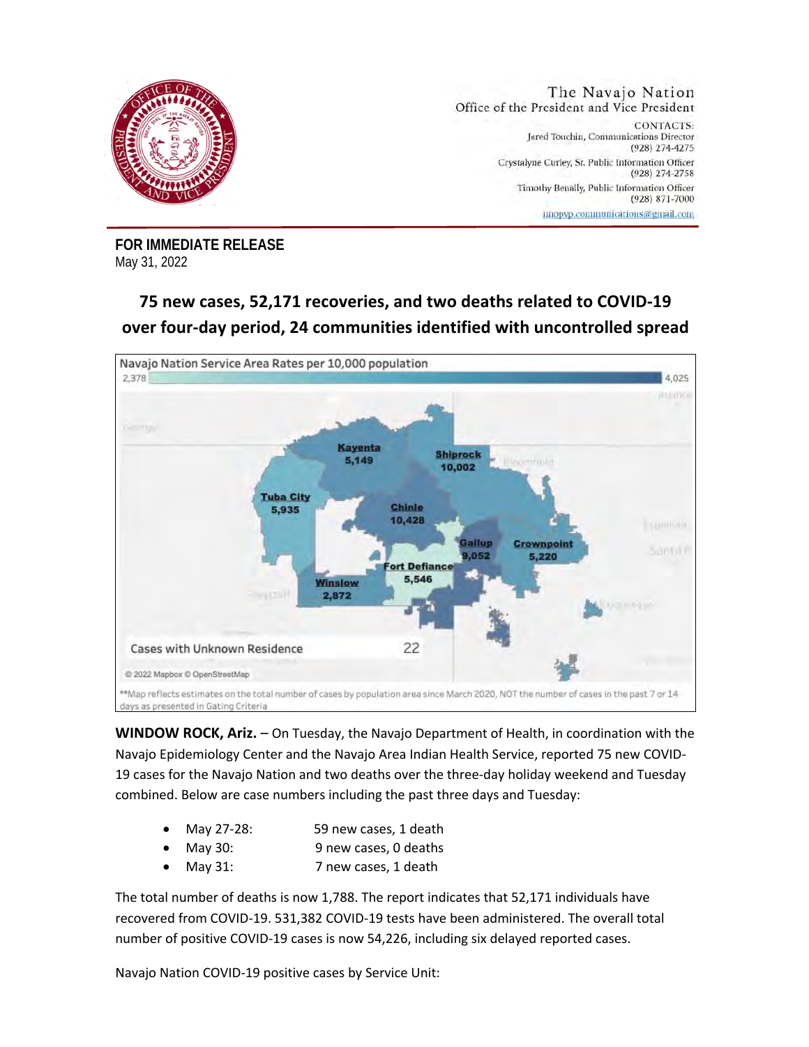The Navajo Nation
Office of the President and Vice President

CONTACTS:
Jared Touchin, Communications Director
(928) 274-4275
Crystalyne Curley, Sr. Public Information Officer
(928) 274-2758
Timothy Benally, Public Information Officer
(928) 871-7000
nnopvp.communications@gmail.com

**FOR IMMEDIATE RELEASE**
May 31, 2022

## 75 new cases, 52,171 recoveries, and two deaths related to COVID-19 over four-day period, 24 communities identified with uncontrolled spread

Navajo Nation Service Area Rates per 10,000 population

2,378 — 4,025

| Service Area | Cases |
|---|---|
| Kayenta | 5,149 |
| Shiprock | 10,002 |
| Tuba City | 5,935 |
| Chinle | 10,428 |
| Gallup | 9,052 |
| Crownpoint | 5,220 |
| Fort Defiance | 5,546 |
| Winslow | 2,872 |
| Cases with Unknown Residence | 22 |

© 2022 Mapbox © OpenStreetMap

**Map reflects estimates on the total number of cases by population area since March 2020, NOT the number of cases in the past 7 or 14 days as presented in Gating Criteria

**WINDOW ROCK, Ariz.** – On Tuesday, the Navajo Department of Health, in coordination with the Navajo Epidemiology Center and the Navajo Area Indian Health Service, reported 75 new COVID-19 cases for the Navajo Nation and two deaths over the three-day holiday weekend and Tuesday combined. Below are case numbers including the past three days and Tuesday:

- May 27-28: 59 new cases, 1 death
- May 30: 9 new cases, 0 deaths
- May 31: 7 new cases, 1 death

The total number of deaths is now 1,788. The report indicates that 52,171 individuals have recovered from COVID-19. 531,382 COVID-19 tests have been administered. The overall total number of positive COVID-19 cases is now 54,226, including six delayed reported cases.

Navajo Nation COVID-19 positive cases by Service Unit: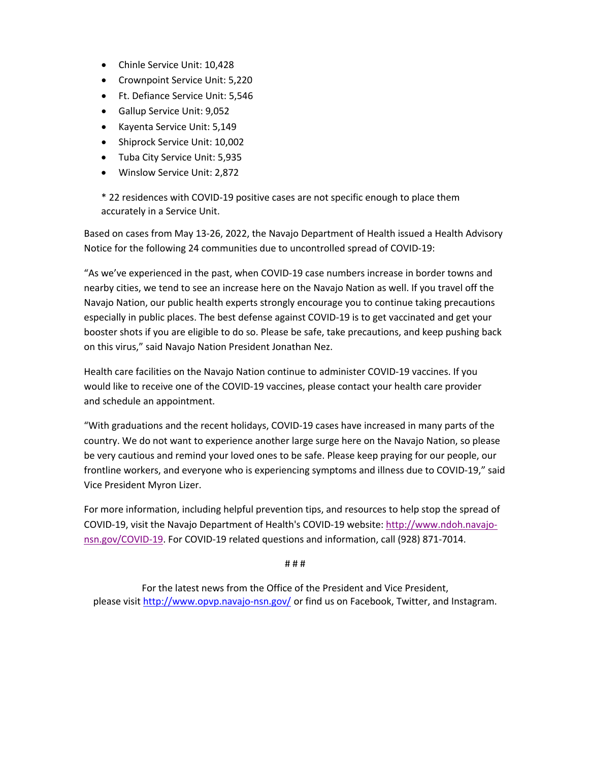- Chinle Service Unit: 10,428
- Crownpoint Service Unit: 5,220
- Ft. Defiance Service Unit: 5,546
- Gallup Service Unit: 9,052
- Kayenta Service Unit: 5,149
- Shiprock Service Unit: 10,002
- Tuba City Service Unit: 5,935
- Winslow Service Unit: 2,872

* 22 residences with COVID-19 positive cases are not specific enough to place them accurately in a Service Unit.

Based on cases from May 13-26, 2022, the Navajo Department of Health issued a Health Advisory Notice for the following 24 communities due to uncontrolled spread of COVID-19:

"As we've experienced in the past, when COVID-19 case numbers increase in border towns and nearby cities, we tend to see an increase here on the Navajo Nation as well. If you travel off the Navajo Nation, our public health experts strongly encourage you to continue taking precautions especially in public places. The best defense against COVID-19 is to get vaccinated and get your booster shots if you are eligible to do so. Please be safe, take precautions, and keep pushing back on this virus," said Navajo Nation President Jonathan Nez.

Health care facilities on the Navajo Nation continue to administer COVID-19 vaccines. If you would like to receive one of the COVID-19 vaccines, please contact your health care provider and schedule an appointment.

"With graduations and the recent holidays, COVID-19 cases have increased in many parts of the country. We do not want to experience another large surge here on the Navajo Nation, so please be very cautious and remind your loved ones to be safe. Please keep praying for our people, our frontline workers, and everyone who is experiencing symptoms and illness due to COVID-19," said Vice President Myron Lizer.

For more information, including helpful prevention tips, and resources to help stop the spread of COVID-19, visit the Navajo Department of Health's COVID-19 website: [http://www.ndoh.navajo-nsn.gov/COVID-19](http://www.ndoh.navajo-nsn.gov/COVID-19). For COVID-19 related questions and information, call (928) 871-7014.

# # #

For the latest news from the Office of the President and Vice President, please visit [http://www.opvp.navajo-nsn.gov/](http://www.opvp.navajo-nsn.gov/) or find us on Facebook, Twitter, and Instagram.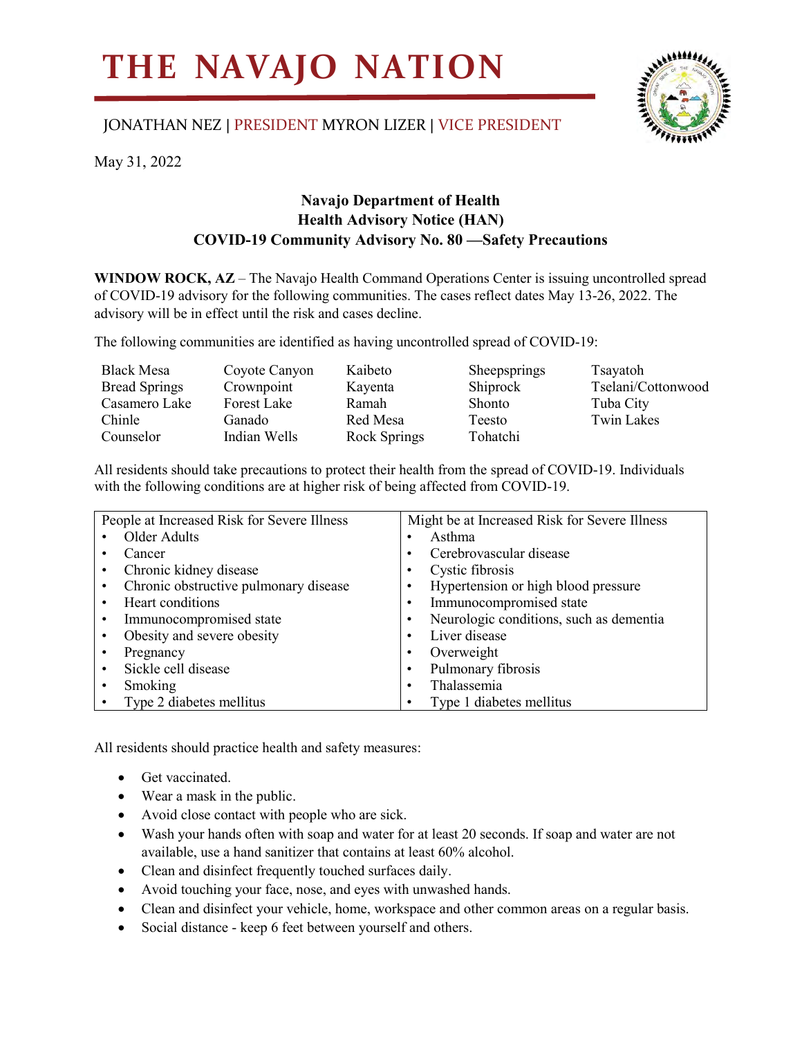# THE NAVAJO NATION

JONATHAN NEZ | PRESIDENT MYRON LIZER | VICE PRESIDENT

May 31, 2022

**Navajo Department of Health**
**Health Advisory Notice (HAN)**
**COVID-19 Community Advisory No. 80 —Safety Precautions**

**WINDOW ROCK, AZ** – The Navajo Health Command Operations Center is issuing uncontrolled spread of COVID-19 advisory for the following communities. The cases reflect dates May 13-26, 2022. The advisory will be in effect until the risk and cases decline.

The following communities are identified as having uncontrolled spread of COVID-19:

| | | | | |
|---|---|---|---|---|
| Black Mesa | Coyote Canyon | Kaibeto | Sheepsprings | Tsayatoh |
| Bread Springs | Crownpoint | Kayenta | Shiprock | Tselani/Cottonwood |
| Casamero Lake | Forest Lake | Ramah | Shonto | Tuba City |
| Chinle | Ganado | Red Mesa | Teesto | Twin Lakes |
| Counselor | Indian Wells | Rock Springs | Tohatchi | |

All residents should take precautions to protect their health from the spread of COVID-19. Individuals with the following conditions are at higher risk of being affected from COVID-19.

| People at Increased Risk for Severe Illness | Might be at Increased Risk for Severe Illness |
|---|---|
| • Older Adults | • Asthma |
| • Cancer | • Cerebrovascular disease |
| • Chronic kidney disease | • Cystic fibrosis |
| • Chronic obstructive pulmonary disease | • Hypertension or high blood pressure |
| • Heart conditions | • Immunocompromised state |
| • Immunocompromised state | • Neurologic conditions, such as dementia |
| • Obesity and severe obesity | • Liver disease |
| • Pregnancy | • Overweight |
| • Sickle cell disease | • Pulmonary fibrosis |
| • Smoking | • Thalassemia |
| • Type 2 diabetes mellitus | • Type 1 diabetes mellitus |

All residents should practice health and safety measures:

- Get vaccinated.
- Wear a mask in the public.
- Avoid close contact with people who are sick.
- Wash your hands often with soap and water for at least 20 seconds. If soap and water are not available, use a hand sanitizer that contains at least 60% alcohol.
- Clean and disinfect frequently touched surfaces daily.
- Avoid touching your face, nose, and eyes with unwashed hands.
- Clean and disinfect your vehicle, home, workspace and other common areas on a regular basis.
- Social distance - keep 6 feet between yourself and others.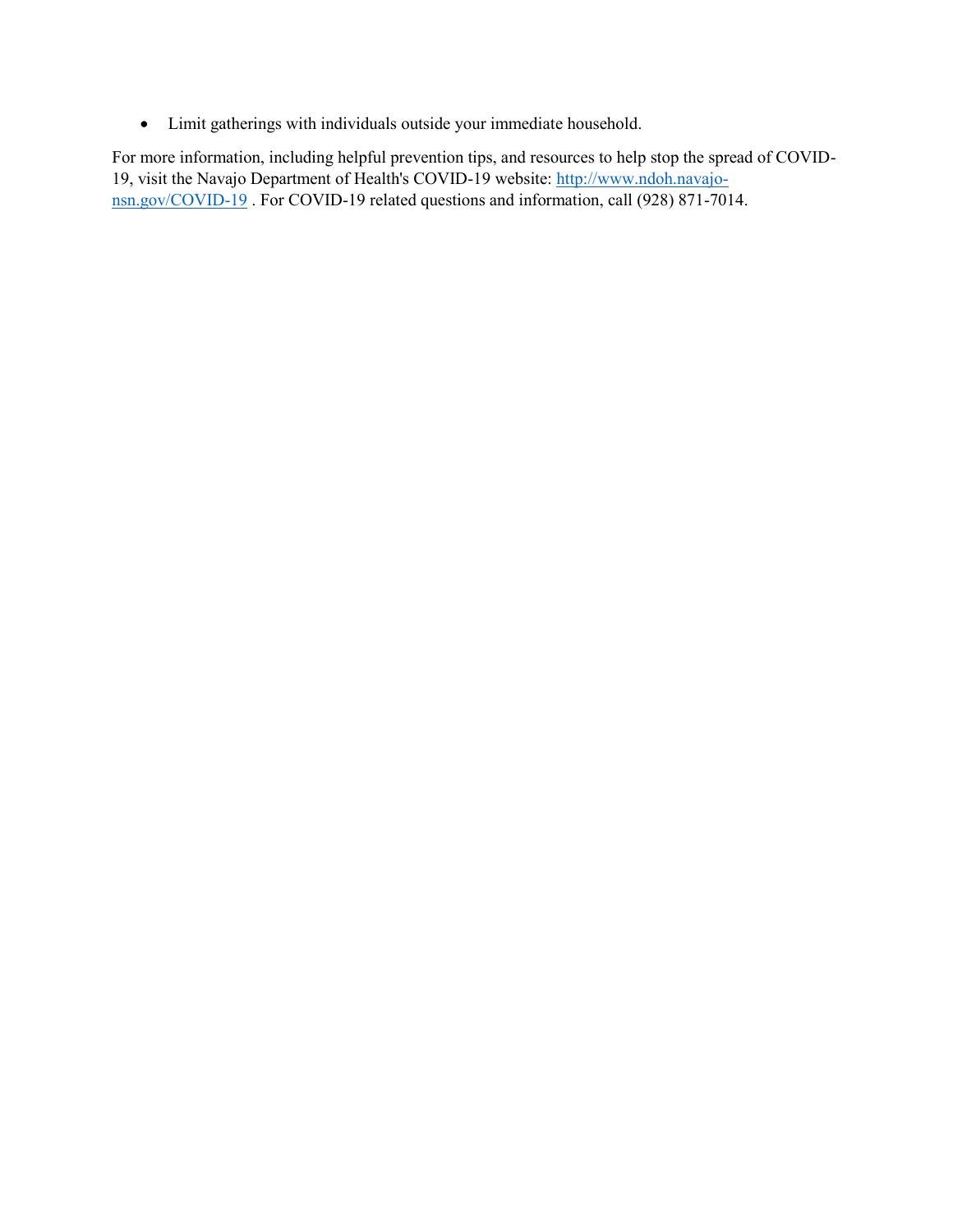- Limit gatherings with individuals outside your immediate household.

For more information, including helpful prevention tips, and resources to help stop the spread of COVID-19, visit the Navajo Department of Health's COVID-19 website: [http://www.ndoh.navajo-nsn.gov/COVID-19](http://www.ndoh.navajo-nsn.gov/COVID-19) . For COVID-19 related questions and information, call (928) 871-7014.